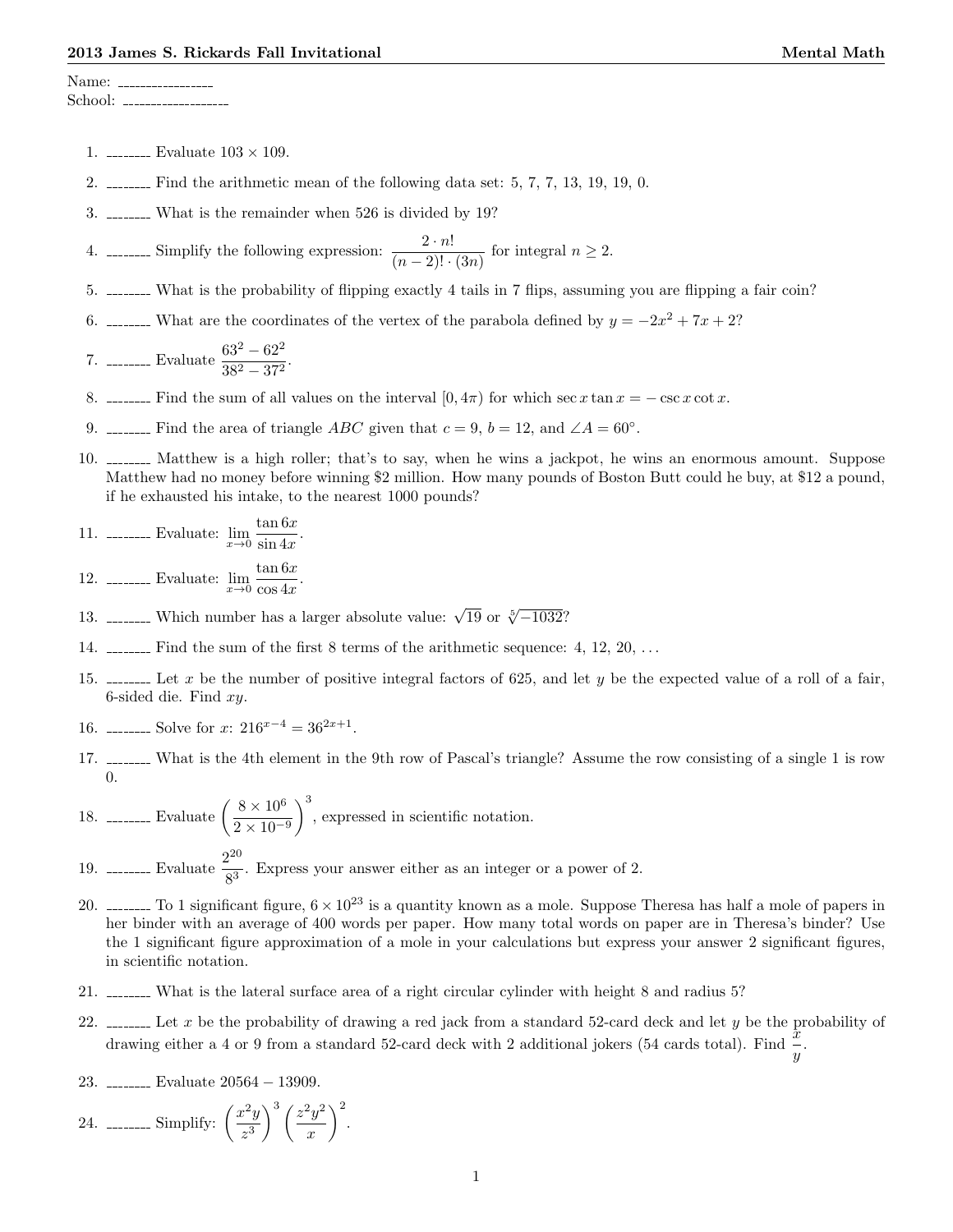**2013 James S. Rickards Fall Invitational** **Mental Math**

Name: ________________
School: __________________

1. _______ Evaluate $103 \times 109$.

2. _______ Find the arithmetic mean of the following data set: 5, 7, 7, 13, 19, 19, 0.

3. _______ What is the remainder when 526 is divided by 19?

4. _______ Simplify the following expression: $\dfrac{2 \cdot n!}{(n-2)! \cdot (3n)}$ for integral $n \geq 2$.

5. _______ What is the probability of flipping exactly 4 tails in 7 flips, assuming you are flipping a fair coin?

6. _______ What are the coordinates of the vertex of the parabola defined by $y = -2x^2 + 7x + 2$?

7. _______ Evaluate $\dfrac{63^2 - 62^2}{38^2 - 37^2}$.

8. _______ Find the sum of all values on the interval $[0, 4\pi)$ for which $\sec x \tan x = -\csc x \cot x$.

9. _______ Find the area of triangle $ABC$ given that $c = 9$, $b = 12$, and $\angle A = 60^\circ$.

10. _______ Matthew is a high roller; that's to say, when he wins a jackpot, he wins an enormous amount. Suppose Matthew had no money before winning \$2 million. How many pounds of Boston Butt could he buy, at \$12 a pound, if he exhausted his intake, to the nearest 1000 pounds?

11. _______ Evaluate: $\lim\limits_{x \to 0} \dfrac{\tan 6x}{\sin 4x}$.

12. _______ Evaluate: $\lim\limits_{x \to 0} \dfrac{\tan 6x}{\cos 4x}$.

13. _______ Which number has a larger absolute value: $\sqrt{19}$ or $\sqrt[5]{-1032}$?

14. _______ Find the sum of the first 8 terms of the arithmetic sequence: 4, 12, 20, ...

15. _______ Let $x$ be the number of positive integral factors of 625, and let $y$ be the expected value of a roll of a fair, 6-sided die. Find $xy$.

16. _______ Solve for $x$: $216^{x-4} = 36^{2x+1}$.

17. _______ What is the 4th element in the 9th row of Pascal's triangle? Assume the row consisting of a single 1 is row 0.

18. _______ Evaluate $\left(\dfrac{8 \times 10^6}{2 \times 10^{-9}}\right)^3$, expressed in scientific notation.

19. _______ Evaluate $\dfrac{2^{20}}{8^3}$. Express your answer either as an integer or a power of 2.

20. _______ To 1 significant figure, $6 \times 10^{23}$ is a quantity known as a mole. Suppose Theresa has half a mole of papers in her binder with an average of 400 words per paper. How many total words on paper are in Theresa's binder? Use the 1 significant figure approximation of a mole in your calculations but express your answer 2 significant figures, in scientific notation.

21. _______ What is the lateral surface area of a right circular cylinder with height 8 and radius 5?

22. _______ Let $x$ be the probability of drawing a red jack from a standard 52-card deck and let $y$ be the probability of drawing either a 4 or 9 from a standard 52-card deck with 2 additional jokers (54 cards total). Find $\dfrac{x}{y}$.

23. _______ Evaluate $20564 - 13909$.

24. _______ Simplify: $\left(\dfrac{x^2 y}{z^3}\right)^3 \left(\dfrac{z^2 y^2}{x}\right)^2$.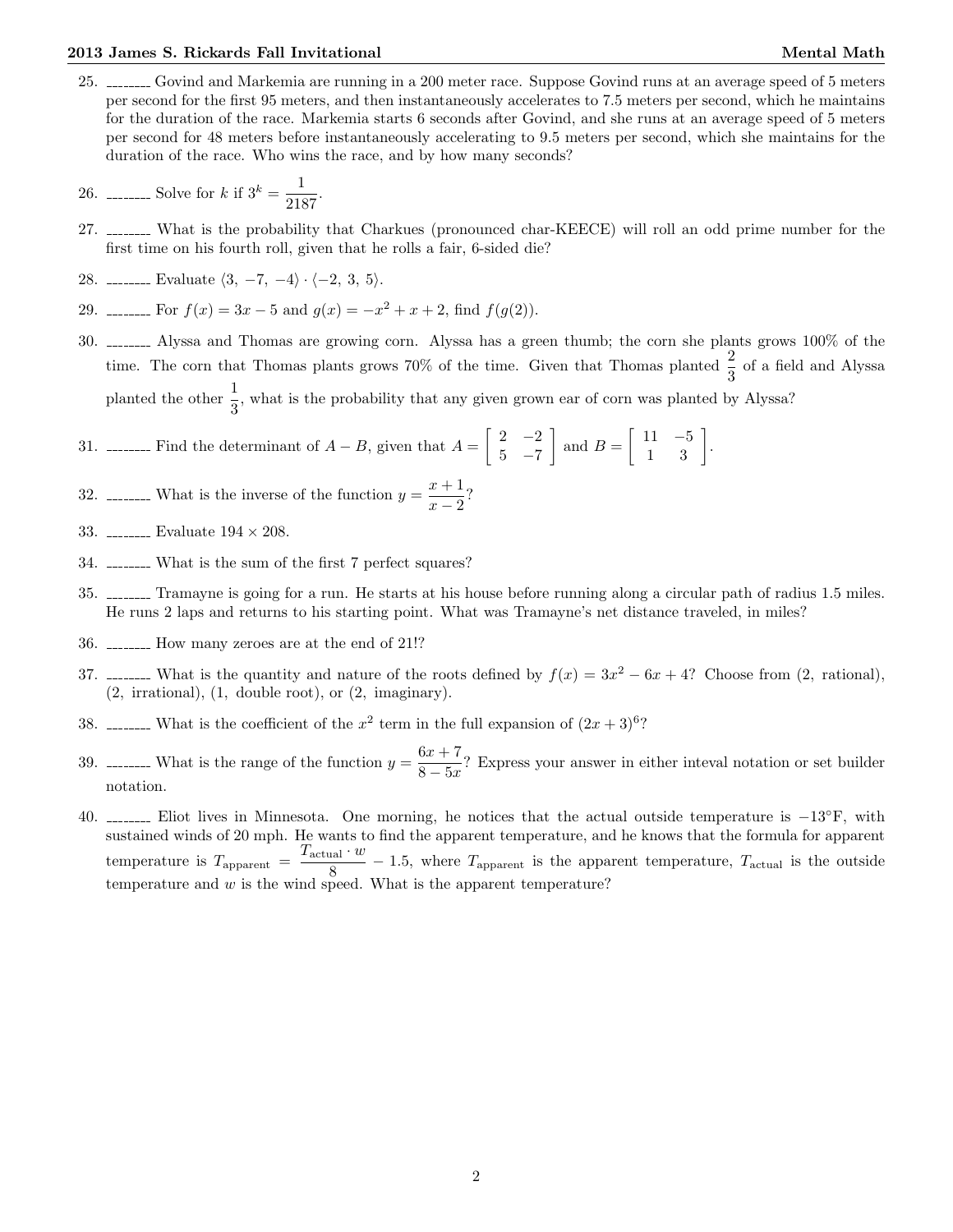25. ________ Govind and Markemia are running in a 200 meter race. Suppose Govind runs at an average speed of 5 meters per second for the first 95 meters, and then instantaneously accelerates to 7.5 meters per second, which he maintains for the duration of the race. Markemia starts 6 seconds after Govind, and she runs at an average speed of 5 meters per second for 48 meters before instantaneously accelerating to 9.5 meters per second, which she maintains for the duration of the race. Who wins the race, and by how many seconds?

26. ________ Solve for $k$ if $3^k = \dfrac{1}{2187}$.

27. ________ What is the probability that Charkues (pronounced char-KEECE) will roll an odd prime number for the first time on his fourth roll, given that he rolls a fair, 6-sided die?

28. ________ Evaluate $\langle 3, -7, -4\rangle \cdot \langle -2, 3, 5\rangle$.

29. ________ For $f(x) = 3x - 5$ and $g(x) = -x^2 + x + 2$, find $f(g(2))$.

30. ________ Alyssa and Thomas are growing corn. Alyssa has a green thumb; the corn she plants grows 100% of the time. The corn that Thomas plants grows 70% of the time. Given that Thomas planted $\dfrac{2}{3}$ of a field and Alyssa planted the other $\dfrac{1}{3}$, what is the probability that any given grown ear of corn was planted by Alyssa?

31. ________ Find the determinant of $A - B$, given that $A = \begin{bmatrix} 2 & -2 \\ 5 & -7 \end{bmatrix}$ and $B = \begin{bmatrix} 11 & -5 \\ 1 & 3 \end{bmatrix}$.

32. ________ What is the inverse of the function $y = \dfrac{x+1}{x-2}$?

33. ________ Evaluate $194 \times 208$.

34. ________ What is the sum of the first 7 perfect squares?

35. ________ Tramayne is going for a run. He starts at his house before running along a circular path of radius 1.5 miles. He runs 2 laps and returns to his starting point. What was Tramayne's net distance traveled, in miles?

36. ________ How many zeroes are at the end of 21!?

37. ________ What is the quantity and nature of the roots defined by $f(x) = 3x^2 - 6x + 4$? Choose from (2, rational), (2, irrational), (1, double root), or (2, imaginary).

38. ________ What is the coefficient of the $x^2$ term in the full expansion of $(2x+3)^6$?

39. ________ What is the range of the function $y = \dfrac{6x+7}{8-5x}$? Express your answer in either inteval notation or set builder notation.

40. ________ Eliot lives in Minnesota. One morning, he notices that the actual outside temperature is $-13$°F, with sustained winds of 20 mph. He wants to find the apparent temperature, and he knows that the formula for apparent temperature is $T_{\text{apparent}} = \dfrac{T_{\text{actual}} \cdot w}{8} - 1.5$, where $T_{\text{apparent}}$ is the apparent temperature, $T_{\text{actual}}$ is the outside temperature and $w$ is the wind speed. What is the apparent temperature?